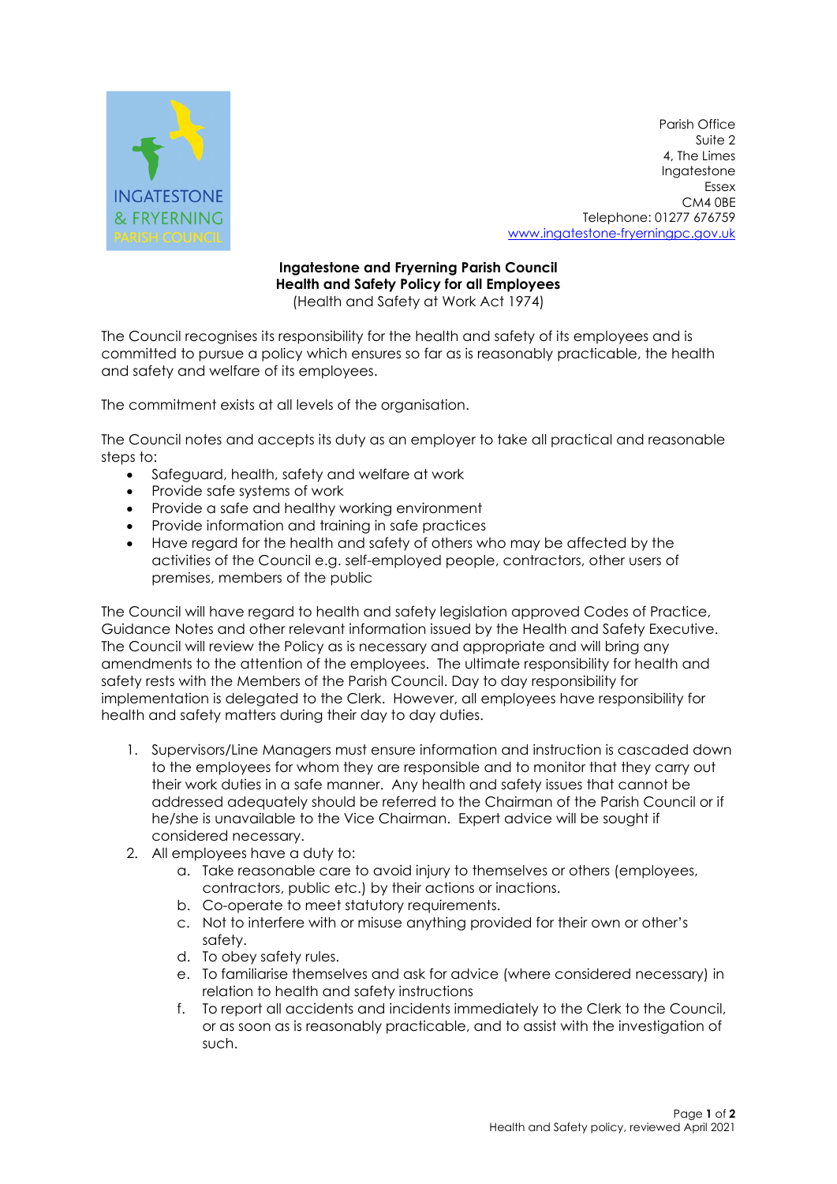Parish Office
Suite 2
4, The Limes
Ingatestone
Essex
CM4 0BE
Telephone: 01277 676759
www.ingatestone-fryerningpc.gov.uk

**Ingatestone and Fryerning Parish Council**
**Health and Safety Policy for all Employees**
(Health and Safety at Work Act 1974)

The Council recognises its responsibility for the health and safety of its employees and is committed to pursue a policy which ensures so far as is reasonably practicable, the health and safety and welfare of its employees.

The commitment exists at all levels of the organisation.

The Council notes and accepts its duty as an employer to take all practical and reasonable steps to:

- Safeguard, health, safety and welfare at work
- Provide safe systems of work
- Provide a safe and healthy working environment
- Provide information and training in safe practices
- Have regard for the health and safety of others who may be affected by the activities of the Council e.g. self-employed people, contractors, other users of premises, members of the public

The Council will have regard to health and safety legislation approved Codes of Practice, Guidance Notes and other relevant information issued by the Health and Safety Executive. The Council will review the Policy as is necessary and appropriate and will bring any amendments to the attention of the employees. The ultimate responsibility for health and safety rests with the Members of the Parish Council. Day to day responsibility for implementation is delegated to the Clerk. However, all employees have responsibility for health and safety matters during their day to day duties.

1. Supervisors/Line Managers must ensure information and instruction is cascaded down to the employees for whom they are responsible and to monitor that they carry out their work duties in a safe manner. Any health and safety issues that cannot be addressed adequately should be referred to the Chairman of the Parish Council or if he/she is unavailable to the Vice Chairman. Expert advice will be sought if considered necessary.
2. All employees have a duty to:
    a. Take reasonable care to avoid injury to themselves or others (employees, contractors, public etc.) by their actions or inactions.
    b. Co-operate to meet statutory requirements.
    c. Not to interfere with or misuse anything provided for their own or other's safety.
    d. To obey safety rules.
    e. To familiarise themselves and ask for advice (where considered necessary) in relation to health and safety instructions
    f. To report all accidents and incidents immediately to the Clerk to the Council, or as soon as is reasonably practicable, and to assist with the investigation of such.

Health and Safety policy, reviewed April 2021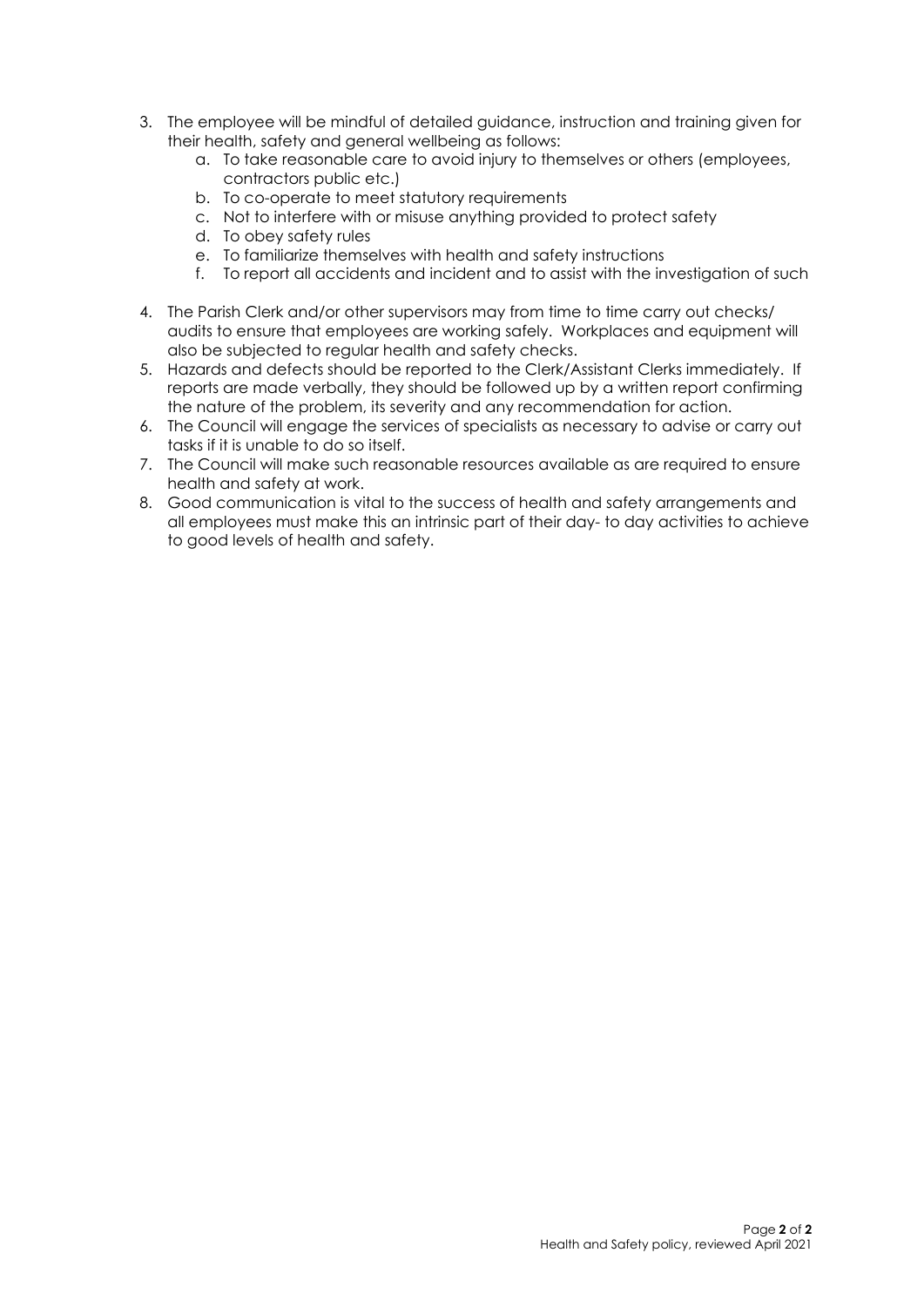3. The employee will be mindful of detailed guidance, instruction and training given for their health, safety and general wellbeing as follows:
    a. To take reasonable care to avoid injury to themselves or others (employees, contractors public etc.)
    b. To co-operate to meet statutory requirements
    c. Not to interfere with or misuse anything provided to protect safety
    d. To obey safety rules
    e. To familiarize themselves with health and safety instructions
    f. To report all accidents and incident and to assist with the investigation of such
4. The Parish Clerk and/or other supervisors may from time to time carry out checks/ audits to ensure that employees are working safely. Workplaces and equipment will also be subjected to regular health and safety checks.
5. Hazards and defects should be reported to the Clerk/Assistant Clerks immediately. If reports are made verbally, they should be followed up by a written report confirming the nature of the problem, its severity and any recommendation for action.
6. The Council will engage the services of specialists as necessary to advise or carry out tasks if it is unable to do so itself.
7. The Council will make such reasonable resources available as are required to ensure health and safety at work.
8. Good communication is vital to the success of health and safety arrangements and all employees must make this an intrinsic part of their day- to day activities to achieve to good levels of health and safety.